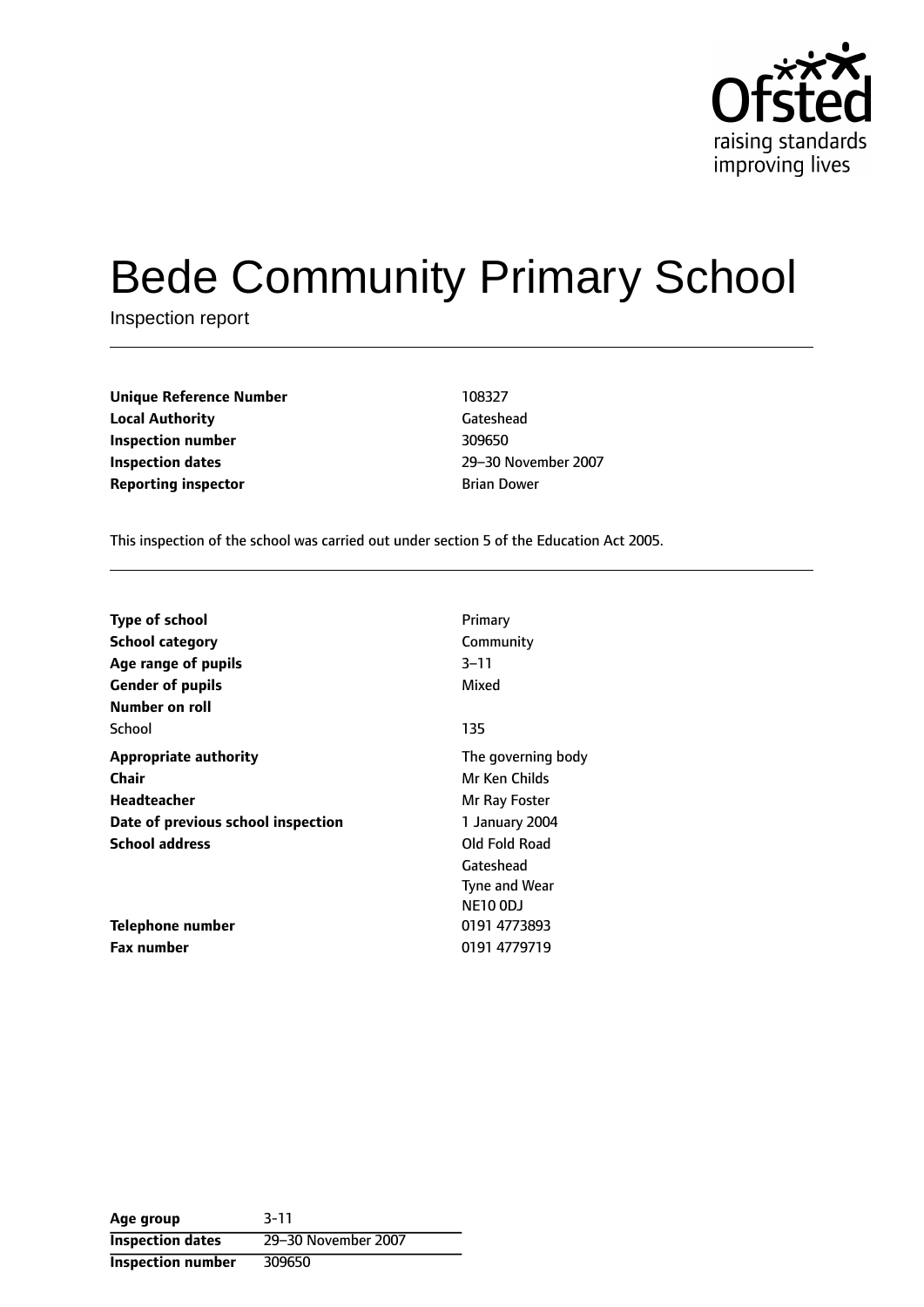# Bede Community Primary School

Inspection report

| | |
|---|---|
| **Unique Reference Number** | 108327 |
| **Local Authority** | Gateshead |
| **Inspection number** | 309650 |
| **Inspection dates** | 29–30 November 2007 |
| **Reporting inspector** | Brian Dower |

This inspection of the school was carried out under section 5 of the Education Act 2005.

| | |
|---|---|
| **Type of school** | Primary |
| **School category** | Community |
| **Age range of pupils** | 3–11 |
| **Gender of pupils** | Mixed |
| **Number on roll** | |
| School | 135 |
| **Appropriate authority** | The governing body |
| **Chair** | Mr Ken Childs |
| **Headteacher** | Mr Ray Foster |
| **Date of previous school inspection** | 1 January 2004 |
| **School address** | Old Fold Road<br>Gateshead<br>Tyne and Wear<br>NE10 0DJ |
| **Telephone number** | 0191 4773893 |
| **Fax number** | 0191 4779719 |

| | |
|---|---|
| **Age group** | 3-11 |
| **Inspection dates** | 29–30 November 2007 |
| **Inspection number** | 309650 |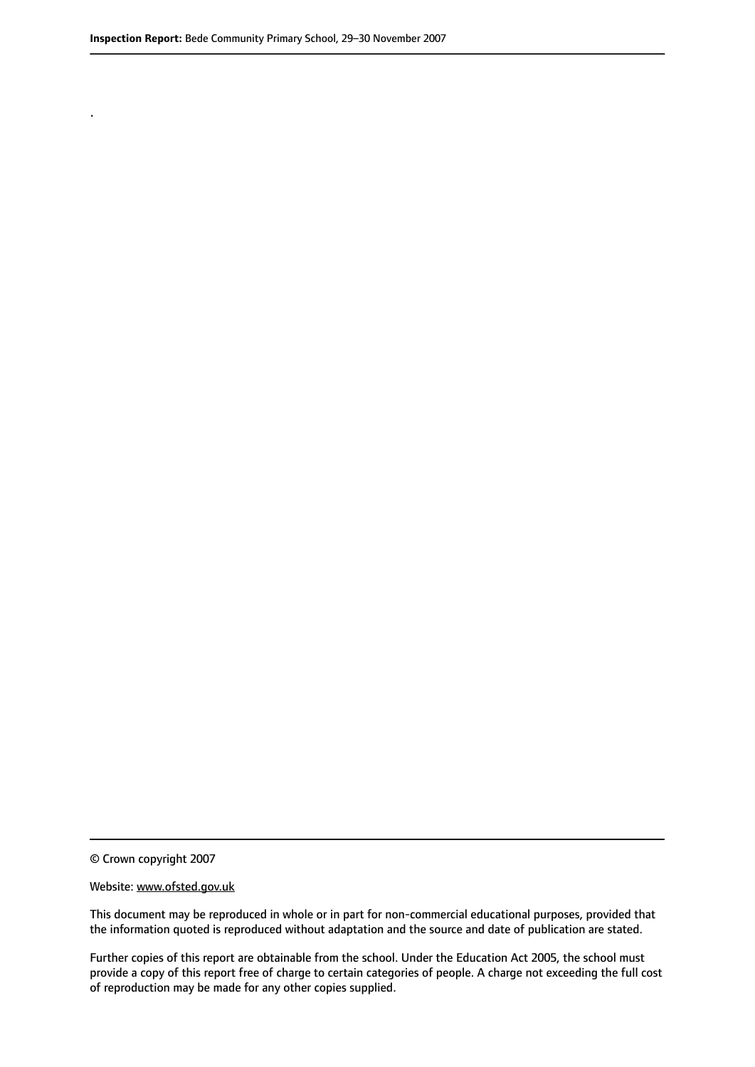.

© Crown copyright 2007

Website: www.ofsted.gov.uk

This document may be reproduced in whole or in part for non-commercial educational purposes, provided that the information quoted is reproduced without adaptation and the source and date of publication are stated.

Further copies of this report are obtainable from the school. Under the Education Act 2005, the school must provide a copy of this report free of charge to certain categories of people. A charge not exceeding the full cost of reproduction may be made for any other copies supplied.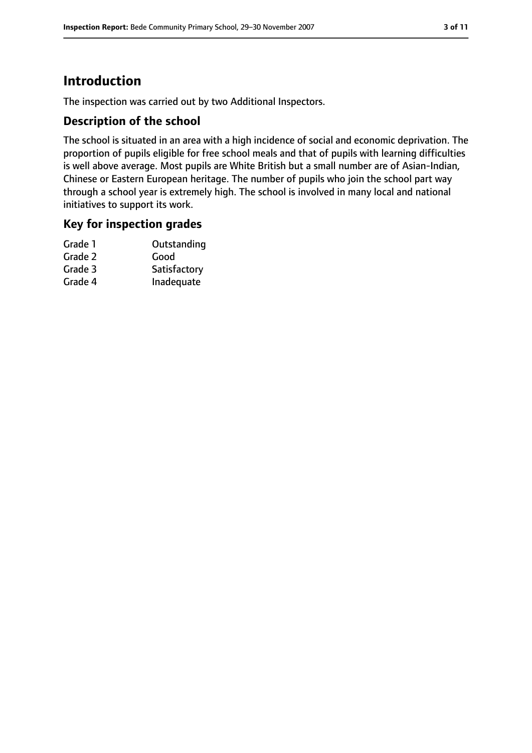# Introduction

The inspection was carried out by two Additional Inspectors.

## Description of the school

The school is situated in an area with a high incidence of social and economic deprivation. The proportion of pupils eligible for free school meals and that of pupils with learning difficulties is well above average. Most pupils are White British but a small number are of Asian-Indian, Chinese or Eastern European heritage. The number of pupils who join the school part way through a school year is extremely high. The school is involved in many local and national initiatives to support its work.

## Key for inspection grades

| | |
|---|---|
| Grade 1 | Outstanding |
| Grade 2 | Good |
| Grade 3 | Satisfactory |
| Grade 4 | Inadequate |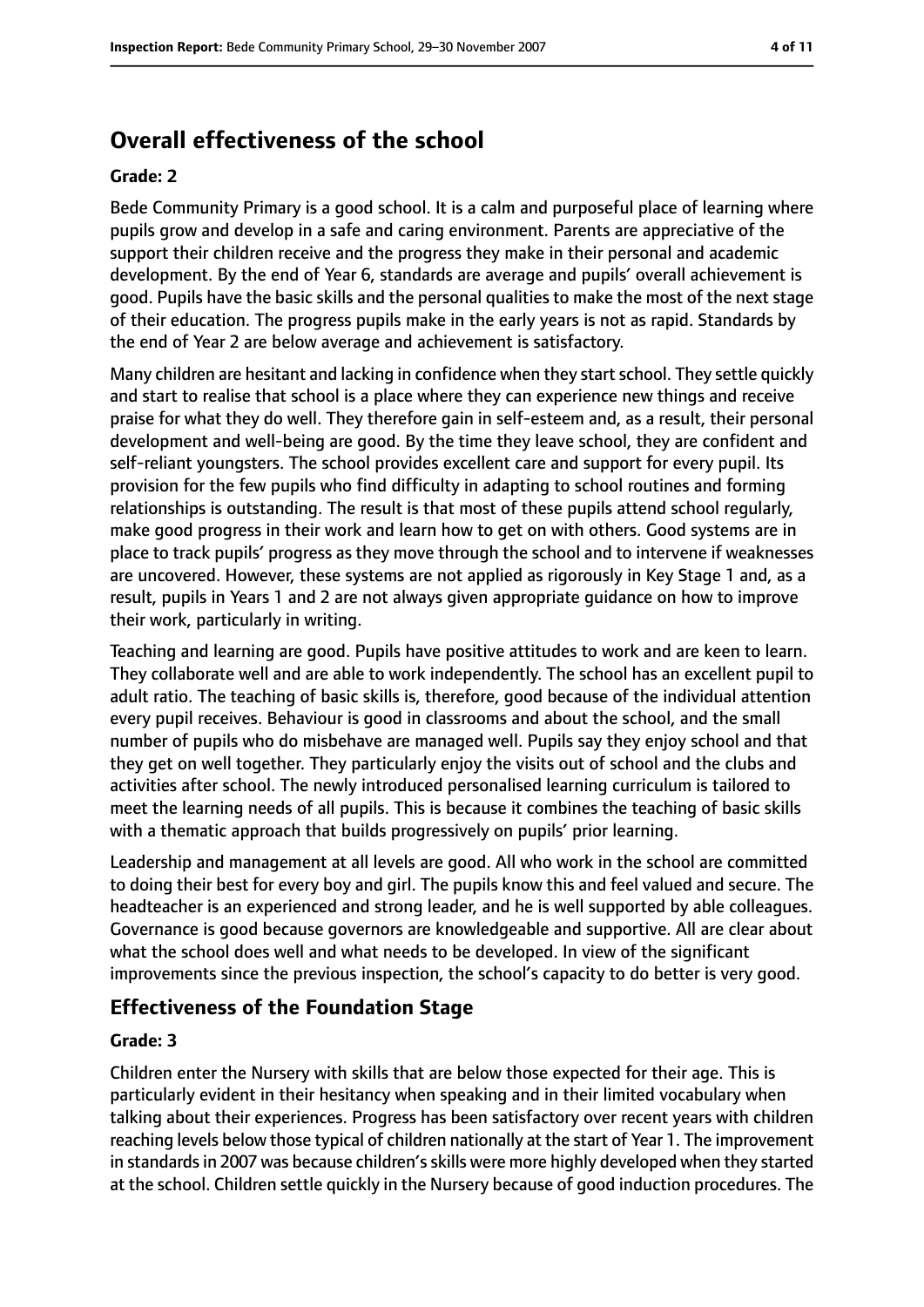## Overall effectiveness of the school

### Grade: 2

Bede Community Primary is a good school. It is a calm and purposeful place of learning where pupils grow and develop in a safe and caring environment. Parents are appreciative of the support their children receive and the progress they make in their personal and academic development. By the end of Year 6, standards are average and pupils' overall achievement is good. Pupils have the basic skills and the personal qualities to make the most of the next stage of their education. The progress pupils make in the early years is not as rapid. Standards by the end of Year 2 are below average and achievement is satisfactory.

Many children are hesitant and lacking in confidence when they start school. They settle quickly and start to realise that school is a place where they can experience new things and receive praise for what they do well. They therefore gain in self-esteem and, as a result, their personal development and well-being are good. By the time they leave school, they are confident and self-reliant youngsters. The school provides excellent care and support for every pupil. Its provision for the few pupils who find difficulty in adapting to school routines and forming relationships is outstanding. The result is that most of these pupils attend school regularly, make good progress in their work and learn how to get on with others. Good systems are in place to track pupils' progress as they move through the school and to intervene if weaknesses are uncovered. However, these systems are not applied as rigorously in Key Stage 1 and, as a result, pupils in Years 1 and 2 are not always given appropriate guidance on how to improve their work, particularly in writing.

Teaching and learning are good. Pupils have positive attitudes to work and are keen to learn. They collaborate well and are able to work independently. The school has an excellent pupil to adult ratio. The teaching of basic skills is, therefore, good because of the individual attention every pupil receives. Behaviour is good in classrooms and about the school, and the small number of pupils who do misbehave are managed well. Pupils say they enjoy school and that they get on well together. They particularly enjoy the visits out of school and the clubs and activities after school. The newly introduced personalised learning curriculum is tailored to meet the learning needs of all pupils. This is because it combines the teaching of basic skills with a thematic approach that builds progressively on pupils' prior learning.

Leadership and management at all levels are good. All who work in the school are committed to doing their best for every boy and girl. The pupils know this and feel valued and secure. The headteacher is an experienced and strong leader, and he is well supported by able colleagues. Governance is good because governors are knowledgeable and supportive. All are clear about what the school does well and what needs to be developed. In view of the significant improvements since the previous inspection, the school's capacity to do better is very good.

## Effectiveness of the Foundation Stage

### Grade: 3

Children enter the Nursery with skills that are below those expected for their age. This is particularly evident in their hesitancy when speaking and in their limited vocabulary when talking about their experiences. Progress has been satisfactory over recent years with children reaching levels below those typical of children nationally at the start of Year 1. The improvement in standards in 2007 was because children's skills were more highly developed when they started at the school. Children settle quickly in the Nursery because of good induction procedures. The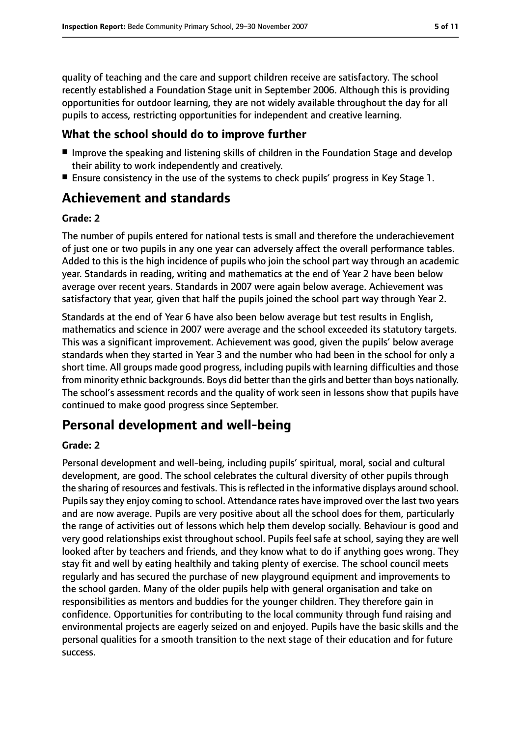quality of teaching and the care and support children receive are satisfactory. The school recently established a Foundation Stage unit in September 2006. Although this is providing opportunities for outdoor learning, they are not widely available throughout the day for all pupils to access, restricting opportunities for independent and creative learning.

### What the school should do to improve further

- Improve the speaking and listening skills of children in the Foundation Stage and develop their ability to work independently and creatively.
- Ensure consistency in the use of the systems to check pupils' progress in Key Stage 1.

## Achievement and standards

#### Grade: 2

The number of pupils entered for national tests is small and therefore the underachievement of just one or two pupils in any one year can adversely affect the overall performance tables. Added to this is the high incidence of pupils who join the school part way through an academic year. Standards in reading, writing and mathematics at the end of Year 2 have been below average over recent years. Standards in 2007 were again below average. Achievement was satisfactory that year, given that half the pupils joined the school part way through Year 2.

Standards at the end of Year 6 have also been below average but test results in English, mathematics and science in 2007 were average and the school exceeded its statutory targets. This was a significant improvement. Achievement was good, given the pupils' below average standards when they started in Year 3 and the number who had been in the school for only a short time. All groups made good progress, including pupils with learning difficulties and those from minority ethnic backgrounds. Boys did better than the girls and better than boys nationally. The school's assessment records and the quality of work seen in lessons show that pupils have continued to make good progress since September.

## Personal development and well-being

#### Grade: 2

Personal development and well-being, including pupils' spiritual, moral, social and cultural development, are good. The school celebrates the cultural diversity of other pupils through the sharing of resources and festivals. This is reflected in the informative displays around school. Pupils say they enjoy coming to school. Attendance rates have improved over the last two years and are now average. Pupils are very positive about all the school does for them, particularly the range of activities out of lessons which help them develop socially. Behaviour is good and very good relationships exist throughout school. Pupils feel safe at school, saying they are well looked after by teachers and friends, and they know what to do if anything goes wrong. They stay fit and well by eating healthily and taking plenty of exercise. The school council meets regularly and has secured the purchase of new playground equipment and improvements to the school garden. Many of the older pupils help with general organisation and take on responsibilities as mentors and buddies for the younger children. They therefore gain in confidence. Opportunities for contributing to the local community through fund raising and environmental projects are eagerly seized on and enjoyed. Pupils have the basic skills and the personal qualities for a smooth transition to the next stage of their education and for future success.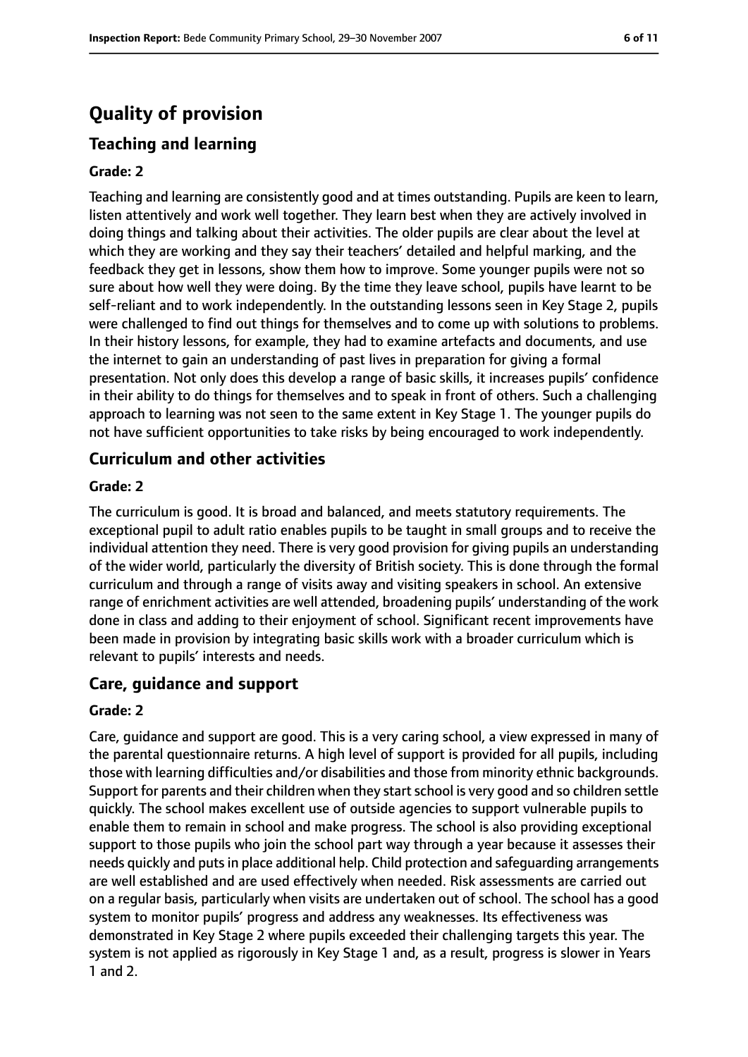# Quality of provision

## Teaching and learning

**Grade: 2**

Teaching and learning are consistently good and at times outstanding. Pupils are keen to learn, listen attentively and work well together. They learn best when they are actively involved in doing things and talking about their activities. The older pupils are clear about the level at which they are working and they say their teachers' detailed and helpful marking, and the feedback they get in lessons, show them how to improve. Some younger pupils were not so sure about how well they were doing. By the time they leave school, pupils have learnt to be self-reliant and to work independently. In the outstanding lessons seen in Key Stage 2, pupils were challenged to find out things for themselves and to come up with solutions to problems. In their history lessons, for example, they had to examine artefacts and documents, and use the internet to gain an understanding of past lives in preparation for giving a formal presentation. Not only does this develop a range of basic skills, it increases pupils' confidence in their ability to do things for themselves and to speak in front of others. Such a challenging approach to learning was not seen to the same extent in Key Stage 1. The younger pupils do not have sufficient opportunities to take risks by being encouraged to work independently.

## Curriculum and other activities

**Grade: 2**

The curriculum is good. It is broad and balanced, and meets statutory requirements. The exceptional pupil to adult ratio enables pupils to be taught in small groups and to receive the individual attention they need. There is very good provision for giving pupils an understanding of the wider world, particularly the diversity of British society. This is done through the formal curriculum and through a range of visits away and visiting speakers in school. An extensive range of enrichment activities are well attended, broadening pupils' understanding of the work done in class and adding to their enjoyment of school. Significant recent improvements have been made in provision by integrating basic skills work with a broader curriculum which is relevant to pupils' interests and needs.

## Care, guidance and support

**Grade: 2**

Care, guidance and support are good. This is a very caring school, a view expressed in many of the parental questionnaire returns. A high level of support is provided for all pupils, including those with learning difficulties and/or disabilities and those from minority ethnic backgrounds. Support for parents and their children when they start school is very good and so children settle quickly. The school makes excellent use of outside agencies to support vulnerable pupils to enable them to remain in school and make progress. The school is also providing exceptional support to those pupils who join the school part way through a year because it assesses their needs quickly and puts in place additional help. Child protection and safeguarding arrangements are well established and are used effectively when needed. Risk assessments are carried out on a regular basis, particularly when visits are undertaken out of school. The school has a good system to monitor pupils' progress and address any weaknesses. Its effectiveness was demonstrated in Key Stage 2 where pupils exceeded their challenging targets this year. The system is not applied as rigorously in Key Stage 1 and, as a result, progress is slower in Years 1 and 2.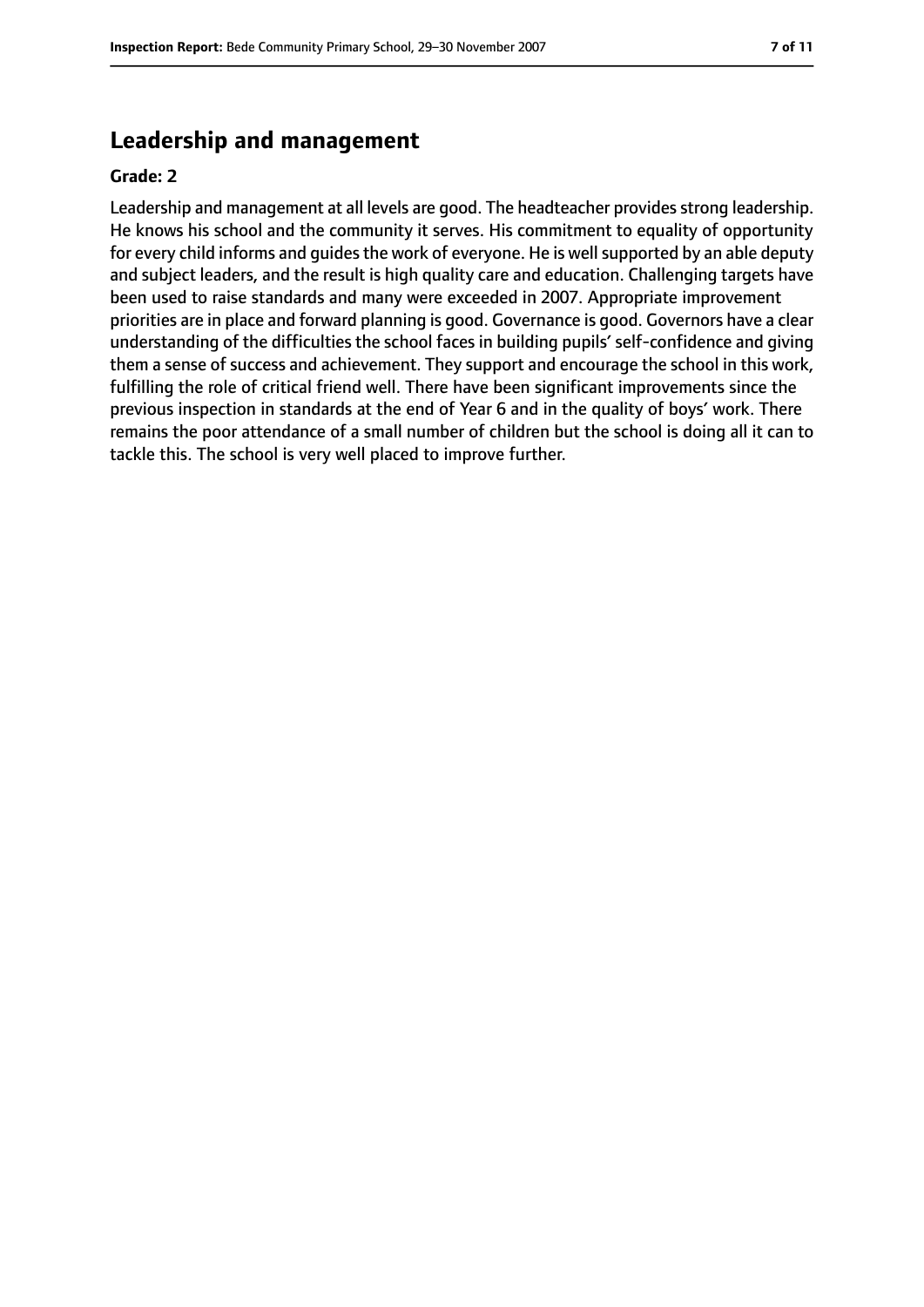## Leadership and management

**Grade: 2**

Leadership and management at all levels are good. The headteacher provides strong leadership. He knows his school and the community it serves. His commitment to equality of opportunity for every child informs and guides the work of everyone. He is well supported by an able deputy and subject leaders, and the result is high quality care and education. Challenging targets have been used to raise standards and many were exceeded in 2007. Appropriate improvement priorities are in place and forward planning is good. Governance is good. Governors have a clear understanding of the difficulties the school faces in building pupils' self-confidence and giving them a sense of success and achievement. They support and encourage the school in this work, fulfilling the role of critical friend well. There have been significant improvements since the previous inspection in standards at the end of Year 6 and in the quality of boys' work. There remains the poor attendance of a small number of children but the school is doing all it can to tackle this. The school is very well placed to improve further.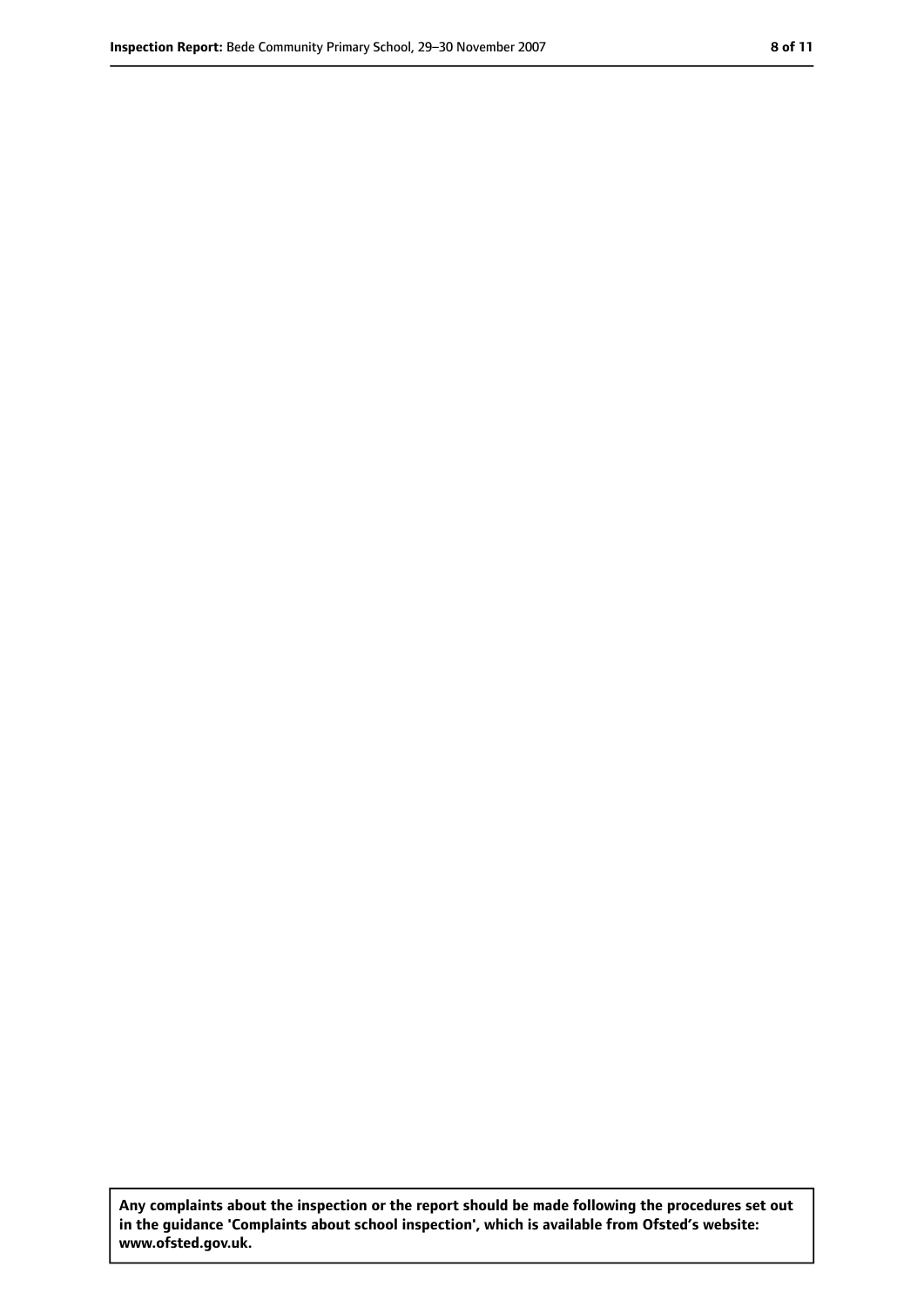**Any complaints about the inspection or the report should be made following the procedures set out in the guidance 'Complaints about school inspection', which is available from Ofsted's website: www.ofsted.gov.uk.**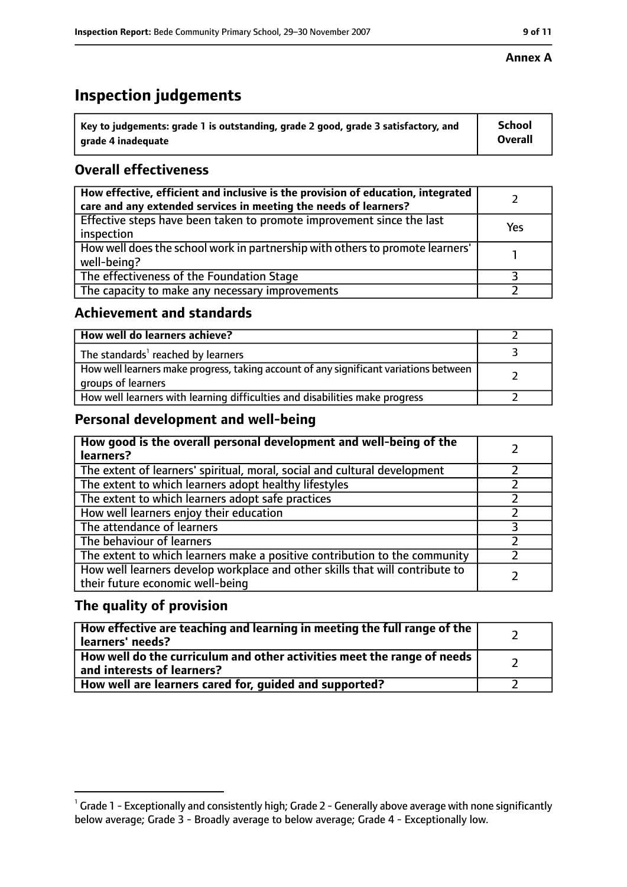**Annex A**

# Inspection judgements

| Key to judgements: grade 1 is outstanding, grade 2 good, grade 3 satisfactory, and grade 4 inadequate | School Overall |
|---|---|

## Overall effectiveness

| | |
|---|---|
| **How effective, efficient and inclusive is the provision of education, integrated care and any extended services in meeting the needs of learners?** | 2 |
| Effective steps have been taken to promote improvement since the last inspection | Yes |
| How well does the school work in partnership with others to promote learners' well-being? | 1 |
| The effectiveness of the Foundation Stage | 3 |
| The capacity to make any necessary improvements | 2 |

## Achievement and standards

| | |
|---|---|
| **How well do learners achieve?** | 2 |
| The standards[1] reached by learners | 3 |
| How well learners make progress, taking account of any significant variations between groups of learners | 2 |
| How well learners with learning difficulties and disabilities make progress | 2 |

## Personal development and well-being

| | |
|---|---|
| **How good is the overall personal development and well-being of the learners?** | 2 |
| The extent of learners' spiritual, moral, social and cultural development | 2 |
| The extent to which learners adopt healthy lifestyles | 2 |
| The extent to which learners adopt safe practices | 2 |
| How well learners enjoy their education | 2 |
| The attendance of learners | 3 |
| The behaviour of learners | 2 |
| The extent to which learners make a positive contribution to the community | 2 |
| How well learners develop workplace and other skills that will contribute to their future economic well-being | 2 |

## The quality of provision

| | |
|---|---|
| **How effective are teaching and learning in meeting the full range of the learners' needs?** | 2 |
| **How well do the curriculum and other activities meet the range of needs and interests of learners?** | 2 |
| **How well are learners cared for, guided and supported?** | 2 |

[1] Grade 1 - Exceptionally and consistently high; Grade 2 - Generally above average with none significantly below average; Grade 3 - Broadly average to below average; Grade 4 - Exceptionally low.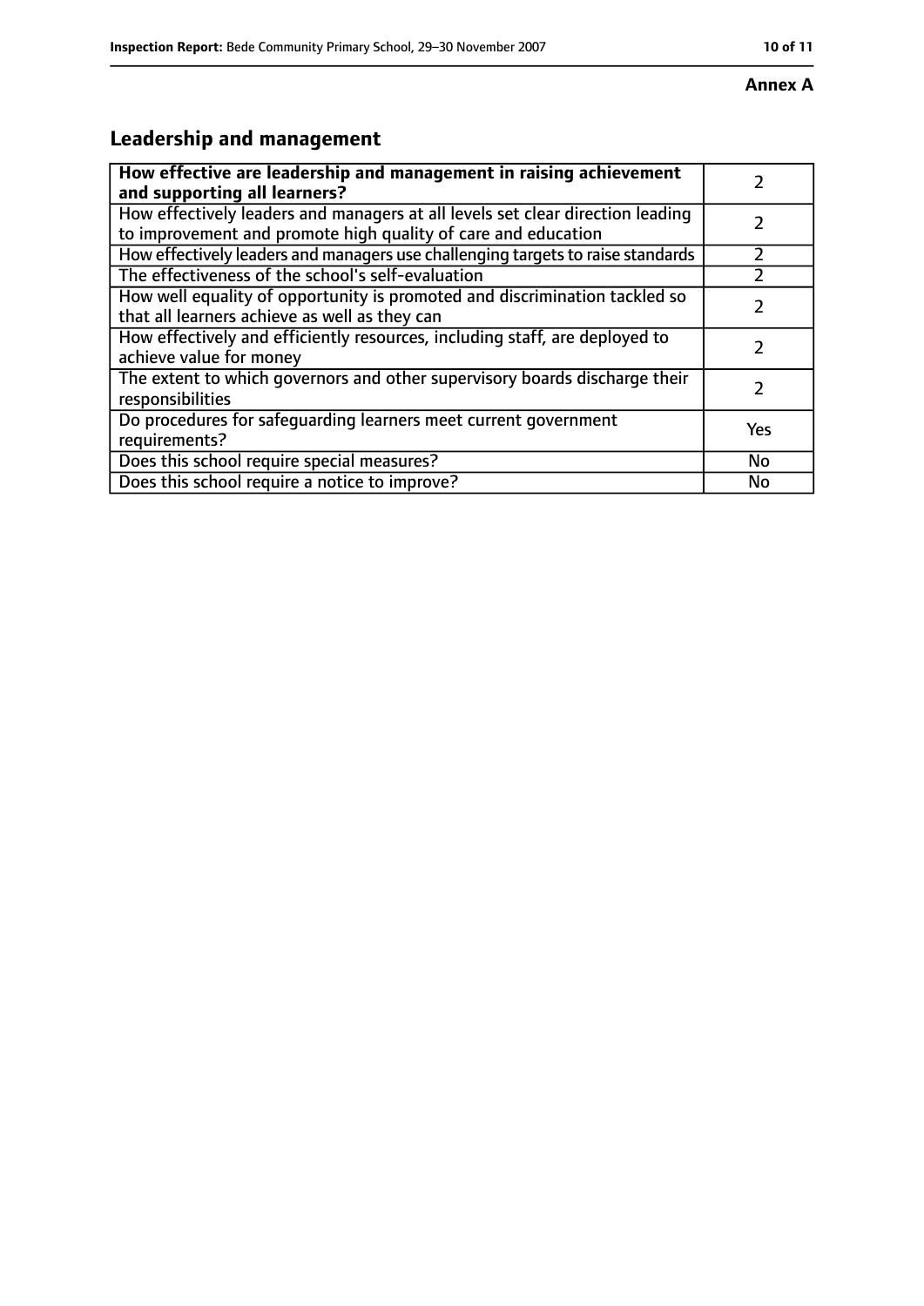**Annex A**

## Leadership and management

| **How effective are leadership and management in raising achievement and supporting all learners?** | 2 |
|---|---|
| How effectively leaders and managers at all levels set clear direction leading to improvement and promote high quality of care and education | 2 |
| How effectively leaders and managers use challenging targets to raise standards | 2 |
| The effectiveness of the school's self-evaluation | 2 |
| How well equality of opportunity is promoted and discrimination tackled so that all learners achieve as well as they can | 2 |
| How effectively and efficiently resources, including staff, are deployed to achieve value for money | 2 |
| The extent to which governors and other supervisory boards discharge their responsibilities | 2 |
| Do procedures for safeguarding learners meet current government requirements? | Yes |
| Does this school require special measures? | No |
| Does this school require a notice to improve? | No |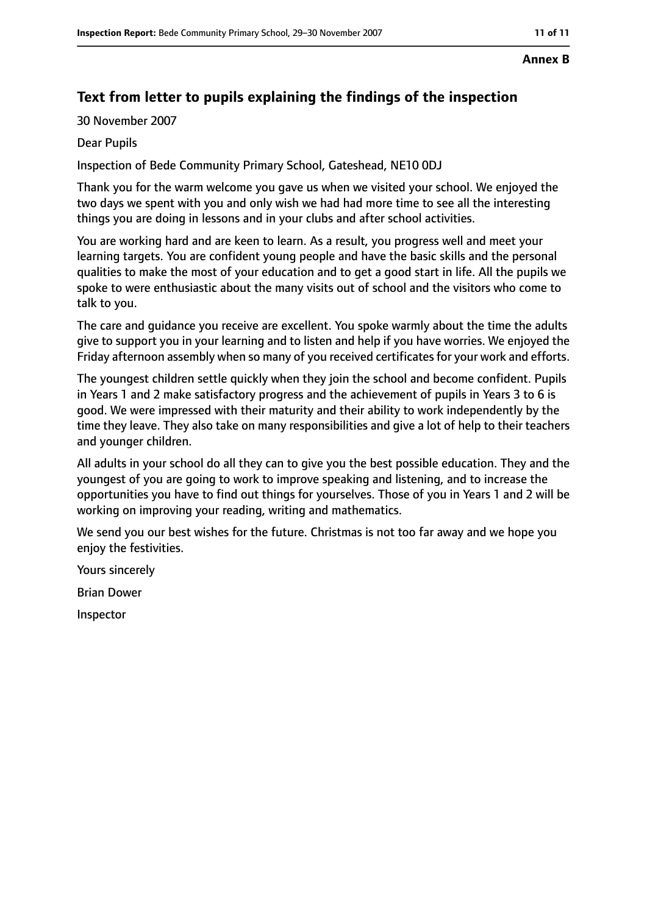**Annex B**

## Text from letter to pupils explaining the findings of the inspection

30 November 2007

Dear Pupils

Inspection of Bede Community Primary School, Gateshead, NE10 0DJ

Thank you for the warm welcome you gave us when we visited your school. We enjoyed the two days we spent with you and only wish we had had more time to see all the interesting things you are doing in lessons and in your clubs and after school activities.

You are working hard and are keen to learn. As a result, you progress well and meet your learning targets. You are confident young people and have the basic skills and the personal qualities to make the most of your education and to get a good start in life. All the pupils we spoke to were enthusiastic about the many visits out of school and the visitors who come to talk to you.

The care and guidance you receive are excellent. You spoke warmly about the time the adults give to support you in your learning and to listen and help if you have worries. We enjoyed the Friday afternoon assembly when so many of you received certificates for your work and efforts.

The youngest children settle quickly when they join the school and become confident. Pupils in Years 1 and 2 make satisfactory progress and the achievement of pupils in Years 3 to 6 is good. We were impressed with their maturity and their ability to work independently by the time they leave. They also take on many responsibilities and give a lot of help to their teachers and younger children.

All adults in your school do all they can to give you the best possible education. They and the youngest of you are going to work to improve speaking and listening, and to increase the opportunities you have to find out things for yourselves. Those of you in Years 1 and 2 will be working on improving your reading, writing and mathematics.

We send you our best wishes for the future. Christmas is not too far away and we hope you enjoy the festivities.

Yours sincerely

Brian Dower

Inspector